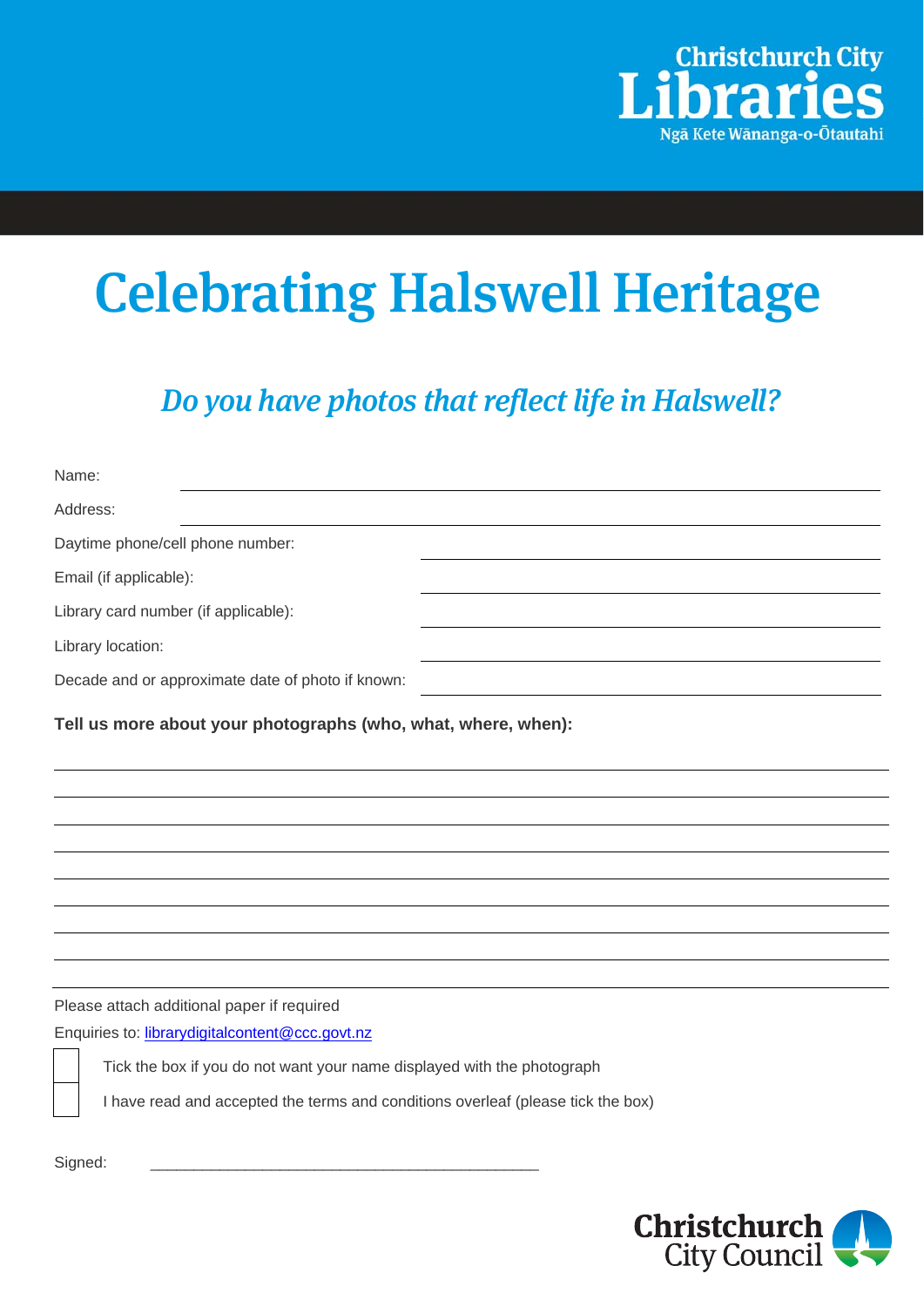Christchurch City Libraries
Ngā Kete Wānanga-o-Ōtautahi

# Celebrating Halswell Heritage

## *Do you have photos that reflect life in Halswell?*

Name: ______________________________

Address: ______________________________

Daytime phone/cell phone number: ______________________________

Email (if applicable): ______________________________

Library card number (if applicable): ______________________________

Library location: ______________________________

Decade and or approximate date of photo if known: ______________________________

**Tell us more about your photographs (who, what, where, when):**

______________________________

______________________________

______________________________

______________________________

______________________________

______________________________

______________________________

______________________________

Please attach additional paper if required

Enquiries to: librarydigitalcontent@ccc.govt.nz

☐ Tick the box if you do not want your name displayed with the photograph

☐ I have read and accepted the terms and conditions overleaf (please tick the box)

Signed: ______________________________

Christchurch City Council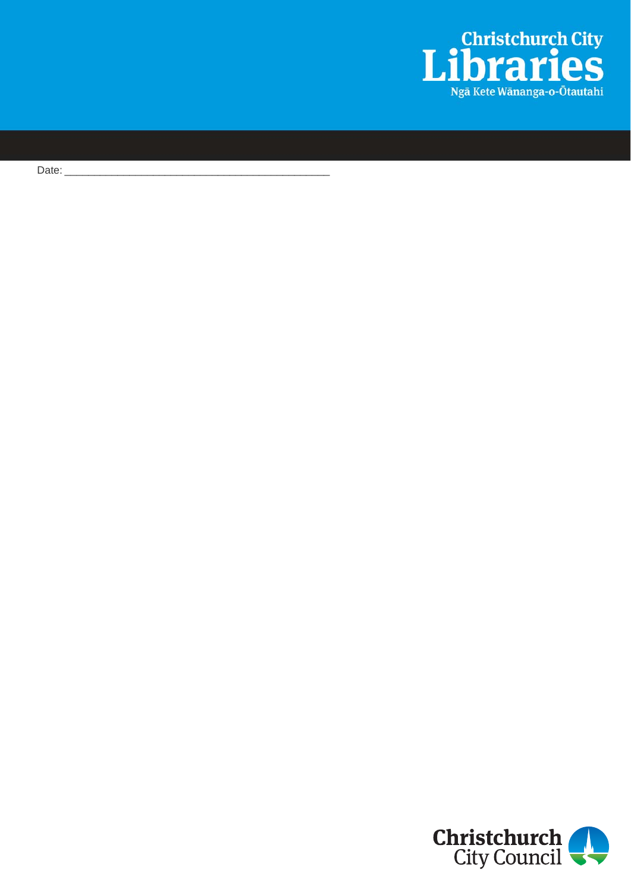Christchurch City

# Libraries

Ngā Kete Wānanga-o-Ōtautahi

Date: ____________________________________________

Christchurch City Council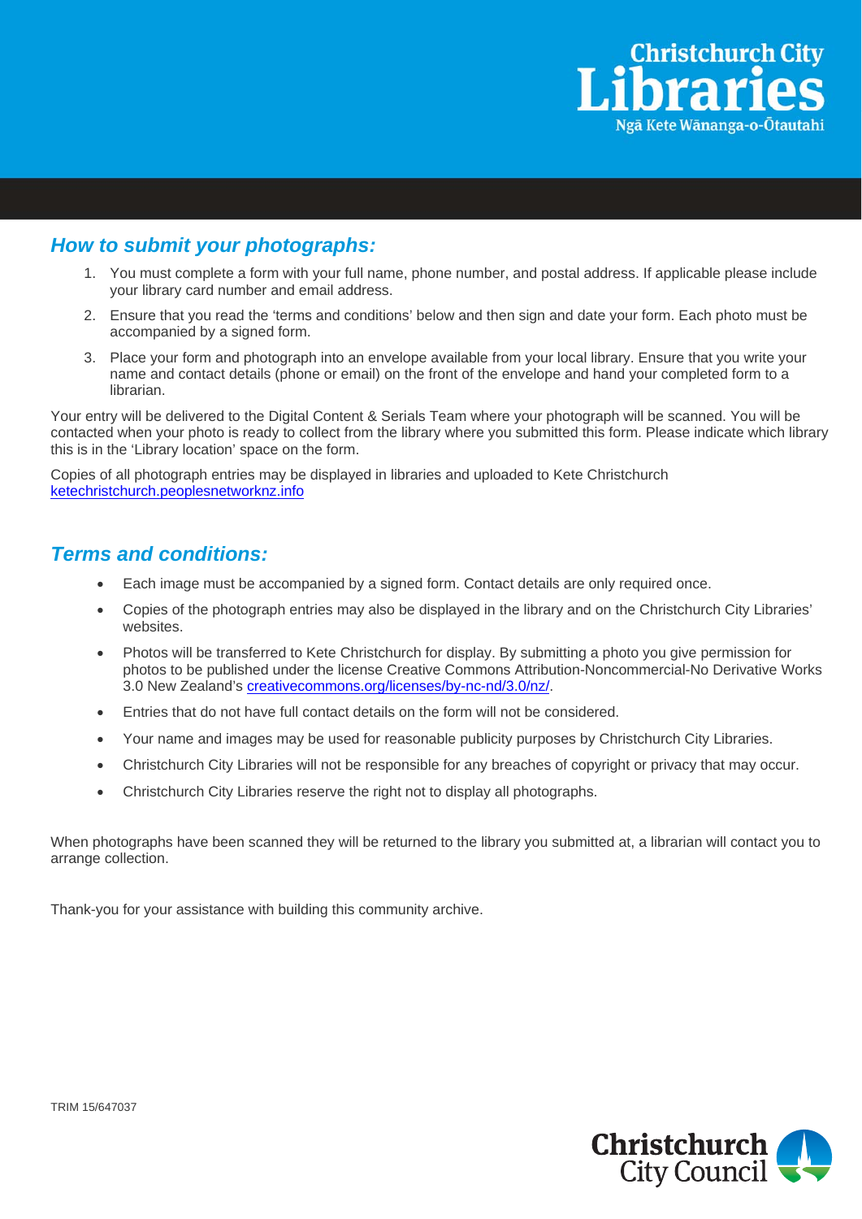## How to submit your photographs:

1. You must complete a form with your full name, phone number, and postal address. If applicable please include your library card number and email address.
2. Ensure that you read the 'terms and conditions' below and then sign and date your form. Each photo must be accompanied by a signed form.
3. Place your form and photograph into an envelope available from your local library. Ensure that you write your name and contact details (phone or email) on the front of the envelope and hand your completed form to a librarian.

Your entry will be delivered to the Digital Content & Serials Team where your photograph will be scanned. You will be contacted when your photo is ready to collect from the library where you submitted this form. Please indicate which library this is in the 'Library location' space on the form.

Copies of all photograph entries may be displayed in libraries and uploaded to Kete Christchurch ketechristchurch.peoplesnetworknz.info

## Terms and conditions:

- Each image must be accompanied by a signed form. Contact details are only required once.
- Copies of the photograph entries may also be displayed in the library and on the Christchurch City Libraries' websites.
- Photos will be transferred to Kete Christchurch for display. By submitting a photo you give permission for photos to be published under the license Creative Commons Attribution-Noncommercial-No Derivative Works 3.0 New Zealand's creativecommons.org/licenses/by-nc-nd/3.0/nz/.
- Entries that do not have full contact details on the form will not be considered.
- Your name and images may be used for reasonable publicity purposes by Christchurch City Libraries.
- Christchurch City Libraries will not be responsible for any breaches of copyright or privacy that may occur.
- Christchurch City Libraries reserve the right not to display all photographs.

When photographs have been scanned they will be returned to the library you submitted at, a librarian will contact you to arrange collection.

Thank-you for your assistance with building this community archive.

TRIM 15/647037